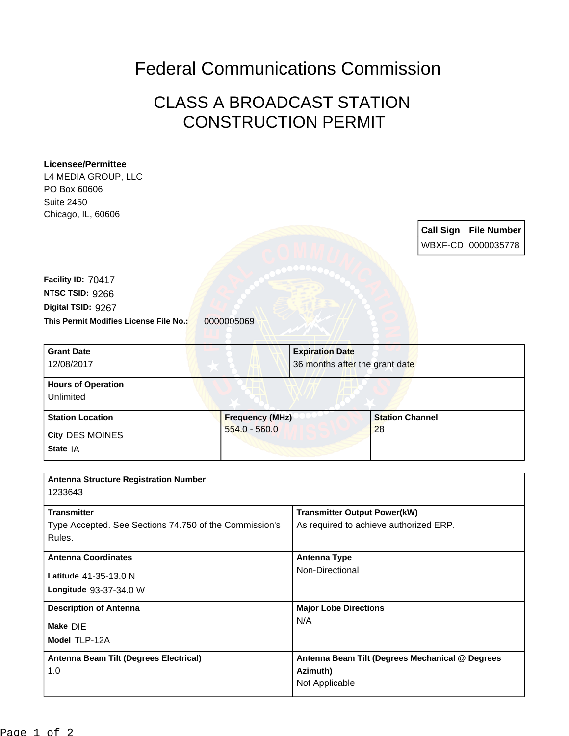# Federal Communications Commission

## CLASS A BROADCAST STATION CONSTRUCTION PERMIT

**Licensee/Permittee**
L4 MEDIA GROUP, LLC
PO Box 60606
Suite 2450
Chicago, IL, 60606

| Call Sign | File Number |
| --- | --- |
| WBXF-CD | 0000035778 |

**Facility ID:** 70417
**NTSC TSID:** 9266
**Digital TSID:** 9267
**This Permit Modifies License File No.:** 0000005069

| Grant Date | Expiration Date |
| --- | --- |
| 12/08/2017 | 36 months after the grant date |

**Hours of Operation**
Unlimited

| Station Location | Frequency (MHz) | Station Channel |
| --- | --- | --- |
| City DES MOINES<br>State IA | 554.0 - 560.0 | 28 |

**Antenna Structure Registration Number**
1233643

| Transmitter | Transmitter Output Power(kW) |
| --- | --- |
| Type Accepted. See Sections 74.750 of the Commission's Rules. | As required to achieve authorized ERP. |

| Antenna Coordinates | Antenna Type |
| --- | --- |
| Latitude 41-35-13.0 N<br>Longitude 93-37-34.0 W | Non-Directional |

| Description of Antenna | Major Lobe Directions |
| --- | --- |
| Make DIE<br>Model TLP-12A | N/A |

| Antenna Beam Tilt (Degrees Electrical) | Antenna Beam Tilt (Degrees Mechanical @ Degrees Azimuth) |
| --- | --- |
| 1.0 | Not Applicable |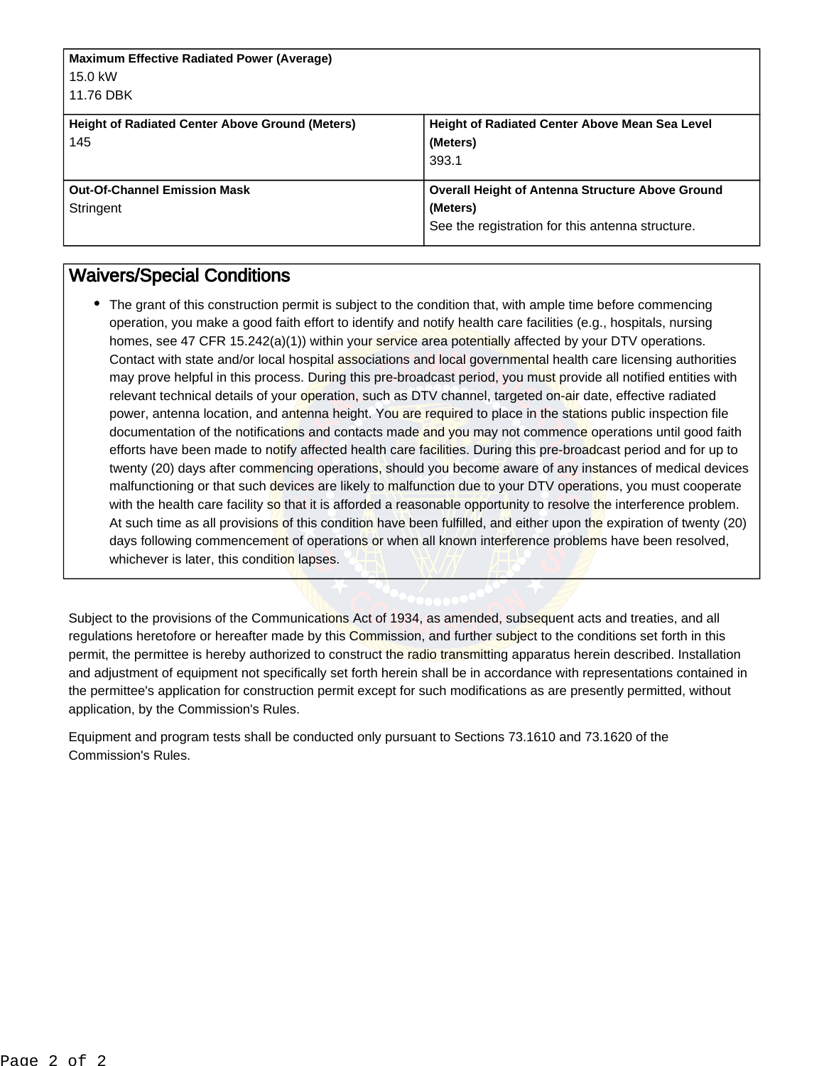| | |
|---|---|
| **Maximum Effective Radiated Power (Average)**<br>15.0 kW<br>11.76 DBK | |
| **Height of Radiated Center Above Ground (Meters)**<br>145 | **Height of Radiated Center Above Mean Sea Level (Meters)**<br>393.1 |
| **Out-Of-Channel Emission Mask**<br>Stringent | **Overall Height of Antenna Structure Above Ground (Meters)**<br>See the registration for this antenna structure. |

## Waivers/Special Conditions

- The grant of this construction permit is subject to the condition that, with ample time before commencing operation, you make a good faith effort to identify and notify health care facilities (e.g., hospitals, nursing homes, see 47 CFR 15.242(a)(1)) within your service area potentially affected by your DTV operations. Contact with state and/or local hospital associations and local governmental health care licensing authorities may prove helpful in this process. During this pre-broadcast period, you must provide all notified entities with relevant technical details of your operation, such as DTV channel, targeted on-air date, effective radiated power, antenna location, and antenna height. You are required to place in the stations public inspection file documentation of the notifications and contacts made and you may not commence operations until good faith efforts have been made to notify affected health care facilities. During this pre-broadcast period and for up to twenty (20) days after commencing operations, should you become aware of any instances of medical devices malfunctioning or that such devices are likely to malfunction due to your DTV operations, you must cooperate with the health care facility so that it is afforded a reasonable opportunity to resolve the interference problem. At such time as all provisions of this condition have been fulfilled, and either upon the expiration of twenty (20) days following commencement of operations or when all known interference problems have been resolved, whichever is later, this condition lapses.

Subject to the provisions of the Communications Act of 1934, as amended, subsequent acts and treaties, and all regulations heretofore or hereafter made by this Commission, and further subject to the conditions set forth in this permit, the permittee is hereby authorized to construct the radio transmitting apparatus herein described. Installation and adjustment of equipment not specifically set forth herein shall be in accordance with representations contained in the permittee's application for construction permit except for such modifications as are presently permitted, without application, by the Commission's Rules.

Equipment and program tests shall be conducted only pursuant to Sections 73.1610 and 73.1620 of the Commission's Rules.